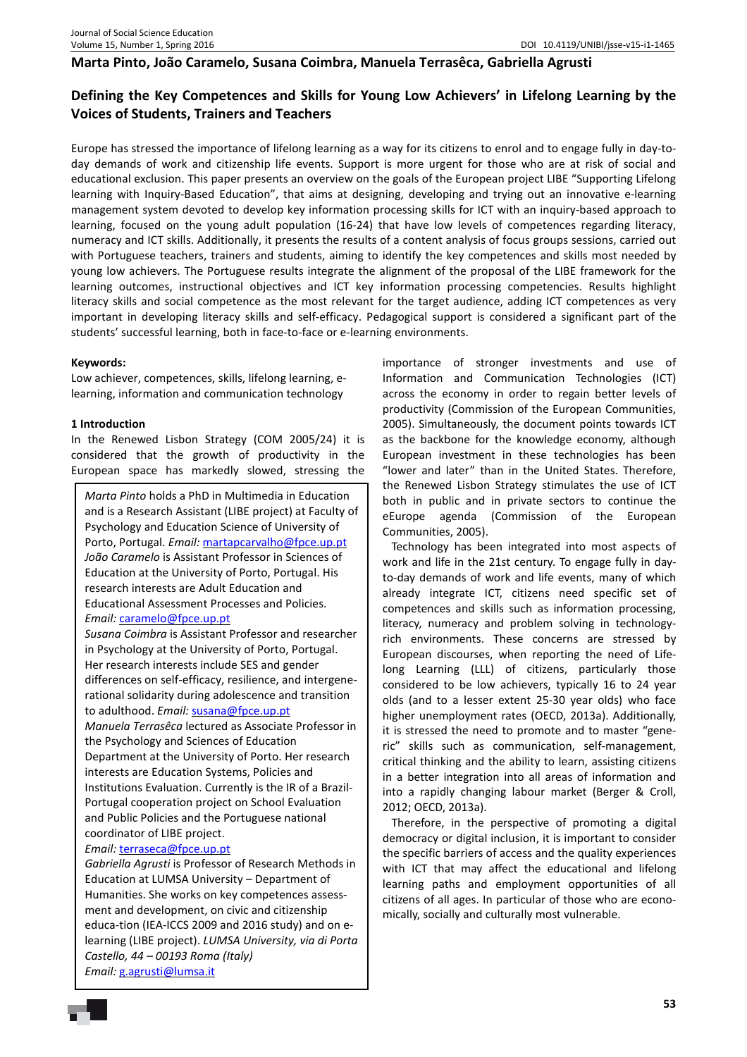**Marta Pinto, João Caramelo, Susana Coimbra, Manuela Terrasêca, Gabriella Agrusti**

# Defining the Key Competences and Skills for Young Low Achievers' in Lifelong Learning by the Voices of Students, Trainers and Teachers

Europe has stressed the importance of lifelong learning as a way for its citizens to enrol and to engage fully in day-to-day demands of work and citizenship life events. Support is more urgent for those who are at risk of social and educational exclusion. This paper presents an overview on the goals of the European project LIBE "Supporting Lifelong learning with Inquiry-Based Education", that aims at designing, developing and trying out an innovative e-learning management system devoted to develop key information processing skills for ICT with an inquiry-based approach to learning, focused on the young adult population (16-24) that have low levels of competences regarding literacy, numeracy and ICT skills. Additionally, it presents the results of a content analysis of focus groups sessions, carried out with Portuguese teachers, trainers and students, aiming to identify the key competences and skills most needed by young low achievers. The Portuguese results integrate the alignment of the proposal of the LIBE framework for the learning outcomes, instructional objectives and ICT key information processing competencies. Results highlight literacy skills and social competence as the most relevant for the target audience, adding ICT competences as very important in developing literacy skills and self-efficacy. Pedagogical support is considered a significant part of the students' successful learning, both in face-to-face or e-learning environments.

**Keywords:**
Low achiever, competences, skills, lifelong learning, e-learning, information and communication technology

*Marta Pinto* holds a PhD in Multimedia in Education and is a Research Assistant (LIBE project) at Faculty of Psychology and Education Science of University of Porto, Portugal. *Email:* martapcarvalho@fpce.up.pt
*João Caramelo* is Assistant Professor in Sciences of Education at the University of Porto, Portugal. His research interests are Adult Education and Educational Assessment Processes and Policies. *Email:* caramelo@fpce.up.pt
*Susana Coimbra* is Assistant Professor and researcher in Psychology at the University of Porto, Portugal. Her research interests include SES and gender differences on self-efficacy, resilience, and intergenerational solidarity during adolescence and transition to adulthood. *Email:* susana@fpce.up.pt
*Manuela Terrasêca* lectured as Associate Professor in the Psychology and Sciences of Education Department at the University of Porto. Her research interests are Education Systems, Policies and Institutions Evaluation. Currently is the IR of a Brazil-Portugal cooperation project on School Evaluation and Public Policies and the Portuguese national coordinator of LIBE project.
*Email:* terraseca@fpce.up.pt
*Gabriella Agrusti* is Professor of Research Methods in Education at LUMSA University – Department of Humanities. She works on key competences assessment and development, on civic and citizenship educa-tion (IEA-ICCS 2009 and 2016 study) and on e-learning (LIBE project). *LUMSA University, via di Porta Castello, 44 – 00193 Roma (Italy)*
*Email:* g.agrusti@lumsa.it

## 1 Introduction

In the Renewed Lisbon Strategy (COM 2005/24) it is considered that the growth of productivity in the European space has markedly slowed, stressing the importance of stronger investments and use of Information and Communication Technologies (ICT) across the economy in order to regain better levels of productivity (Commission of the European Communities, 2005). Simultaneously, the document points towards ICT as the backbone for the knowledge economy, although European investment in these technologies has been "lower and later" than in the United States. Therefore, the Renewed Lisbon Strategy stimulates the use of ICT both in public and in private sectors to continue the eEurope agenda (Commission of the European Communities, 2005).

Technology has been integrated into most aspects of work and life in the 21st century. To engage fully in day-to-day demands of work and life events, many of which already integrate ICT, citizens need specific set of competences and skills such as information processing, literacy, numeracy and problem solving in technology-rich environments. These concerns are stressed by European discourses, when reporting the need of Life-long Learning (LLL) of citizens, particularly those considered to be low achievers, typically 16 to 24 year olds (and to a lesser extent 25-30 year olds) who face higher unemployment rates (OECD, 2013a). Additionally, it is stressed the need to promote and to master "generic" skills such as communication, self-management, critical thinking and the ability to learn, assisting citizens in a better integration into all areas of information and into a rapidly changing labour market (Berger & Croll, 2012; OECD, 2013a).

Therefore, in the perspective of promoting a digital democracy or digital inclusion, it is important to consider the specific barriers of access and the quality experiences with ICT that may affect the educational and lifelong learning paths and employment opportunities of all citizens of all ages. In particular of those who are economically, socially and culturally most vulnerable.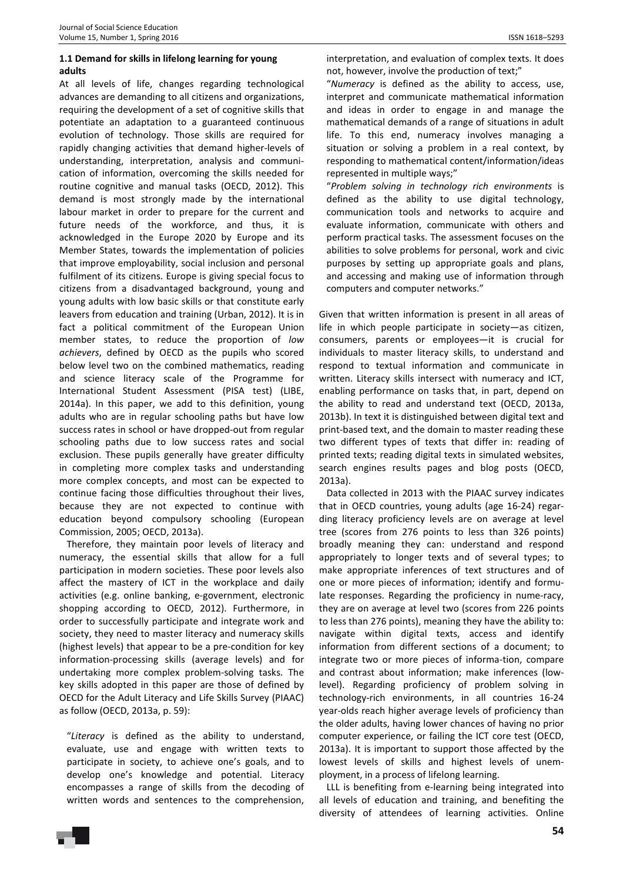### 1.1 Demand for skills in lifelong learning for young adults

At all levels of life, changes regarding technological advances are demanding to all citizens and organizations, requiring the development of a set of cognitive skills that potentiate an adaptation to a guaranteed continuous evolution of technology. Those skills are required for rapidly changing activities that demand higher-levels of understanding, interpretation, analysis and communication of information, overcoming the skills needed for routine cognitive and manual tasks (OECD, 2012). This demand is most strongly made by the international labour market in order to prepare for the current and future needs of the workforce, and thus, it is acknowledged in the Europe 2020 by Europe and its Member States, towards the implementation of policies that improve employability, social inclusion and personal fulfilment of its citizens. Europe is giving special focus to citizens from a disadvantaged background, young and young adults with low basic skills or that constitute early leavers from education and training (Urban, 2012). It is in fact a political commitment of the European Union member states, to reduce the proportion of *low achievers*, defined by OECD as the pupils who scored below level two on the combined mathematics, reading and science literacy scale of the Programme for International Student Assessment (PISA test) (LIBE, 2014a). In this paper, we add to this definition, young adults who are in regular schooling paths but have low success rates in school or have dropped-out from regular schooling paths due to low success rates and social exclusion. These pupils generally have greater difficulty in completing more complex tasks and understanding more complex concepts, and most can be expected to continue facing those difficulties throughout their lives, because they are not expected to continue with education beyond compulsory schooling (European Commission, 2005; OECD, 2013a).

Therefore, they maintain poor levels of literacy and numeracy, the essential skills that allow for a full participation in modern societies. These poor levels also affect the mastery of ICT in the workplace and daily activities (e.g. online banking, e-government, electronic shopping according to OECD, 2012). Furthermore, in order to successfully participate and integrate work and society, they need to master literacy and numeracy skills (highest levels) that appear to be a pre-condition for key information-processing skills (average levels) and for undertaking more complex problem-solving tasks. The key skills adopted in this paper are those of defined by OECD for the Adult Literacy and Life Skills Survey (PIAAC) as follow (OECD, 2013a, p. 59):

"*Literacy* is defined as the ability to understand, evaluate, use and engage with written texts to participate in society, to achieve one's goals, and to develop one's knowledge and potential. Literacy encompasses a range of skills from the decoding of written words and sentences to the comprehension, interpretation, and evaluation of complex texts. It does not, however, involve the production of text;"

"*Numeracy* is defined as the ability to access, use, interpret and communicate mathematical information and ideas in order to engage in and manage the mathematical demands of a range of situations in adult life. To this end, numeracy involves managing a situation or solving a problem in a real context, by responding to mathematical content/information/ideas represented in multiple ways;"

"*Problem solving in technology rich environments* is defined as the ability to use digital technology, communication tools and networks to acquire and evaluate information, communicate with others and perform practical tasks. The assessment focuses on the abilities to solve problems for personal, work and civic purposes by setting up appropriate goals and plans, and accessing and making use of information through computers and computer networks."

Given that written information is present in all areas of life in which people participate in society—as citizen, consumers, parents or employees—it is crucial for individuals to master literacy skills, to understand and respond to textual information and communicate in written. Literacy skills intersect with numeracy and ICT, enabling performance on tasks that, in part, depend on the ability to read and understand text (OECD, 2013a, 2013b). In text it is distinguished between digital text and print-based text, and the domain to master reading these two different types of texts that differ in: reading of printed texts; reading digital texts in simulated websites, search engines results pages and blog posts (OECD, 2013a).

Data collected in 2013 with the PIAAC survey indicates that in OECD countries, young adults (age 16-24) regarding literacy proficiency levels are on average at level tree (scores from 276 points to less than 326 points) broadly meaning they can: understand and respond appropriately to longer texts and of several types; to make appropriate inferences of text structures and of one or more pieces of information; identify and formulate responses. Regarding the proficiency in numeracy, they are on average at level two (scores from 226 points to less than 276 points), meaning they have the ability to: navigate within digital texts, access and identify information from different sections of a document; to integrate two or more pieces of information, compare and contrast about information; make inferences (low-level). Regarding proficiency of problem solving in technology-rich environments, in all countries 16-24 year-olds reach higher average levels of proficiency than the older adults, having lower chances of having no prior computer experience, or failing the ICT core test (OECD, 2013a). It is important to support those affected by the lowest levels of skills and highest levels of unemployment, in a process of lifelong learning.

LLL is benefiting from e-learning being integrated into all levels of education and training, and benefiting the diversity of attendees of learning activities. Online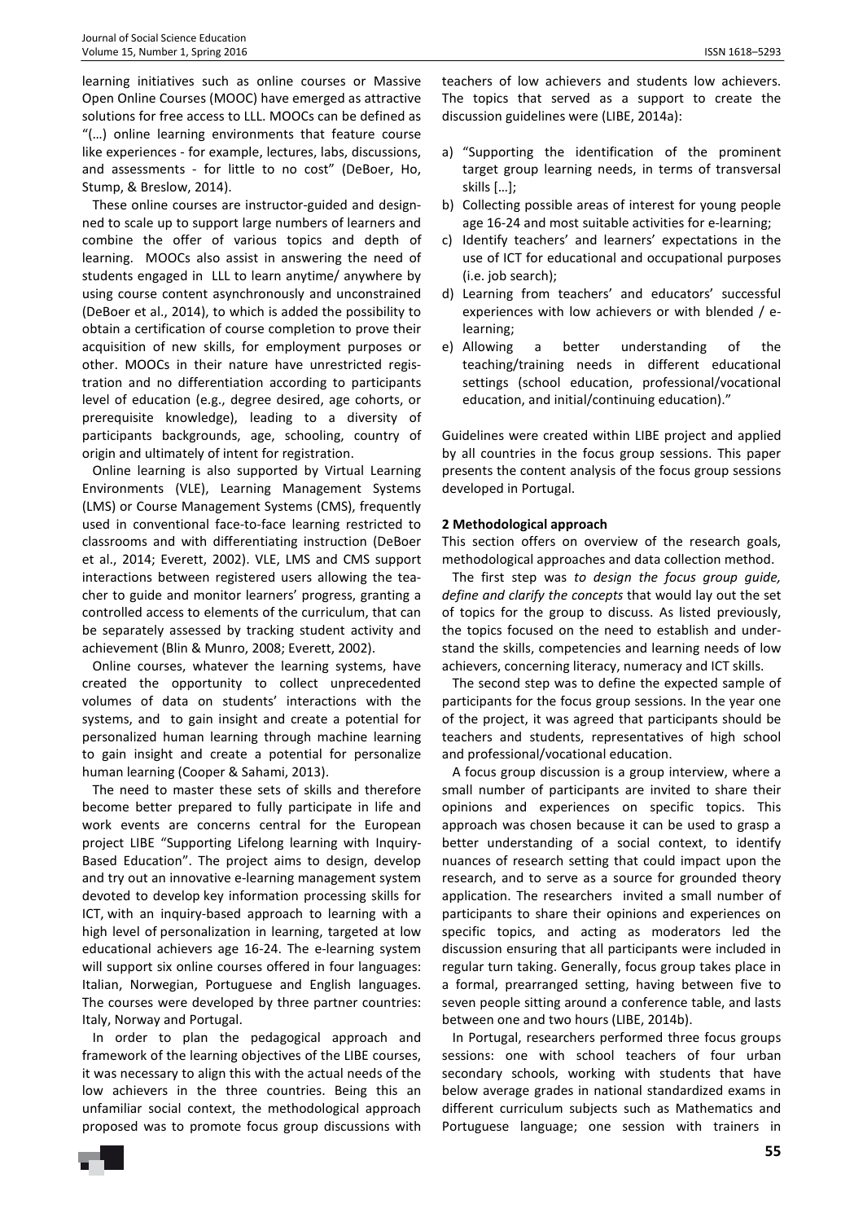learning initiatives such as online courses or Massive Open Online Courses (MOOC) have emerged as attractive solutions for free access to LLL. MOOCs can be defined as "(…) online learning environments that feature course like experiences - for example, lectures, labs, discussions, and assessments - for little to no cost" (DeBoer, Ho, Stump, & Breslow, 2014).

These online courses are instructor-guided and designned to scale up to support large numbers of learners and combine the offer of various topics and depth of learning. MOOCs also assist in answering the need of students engaged in LLL to learn anytime/ anywhere by using course content asynchronously and unconstrained (DeBoer et al., 2014), to which is added the possibility to obtain a certification of course completion to prove their acquisition of new skills, for employment purposes or other. MOOCs in their nature have unrestricted registration and no differentiation according to participants level of education (e.g., degree desired, age cohorts, or prerequisite knowledge), leading to a diversity of participants backgrounds, age, schooling, country of origin and ultimately of intent for registration.

Online learning is also supported by Virtual Learning Environments (VLE), Learning Management Systems (LMS) or Course Management Systems (CMS), frequently used in conventional face-to-face learning restricted to classrooms and with differentiating instruction (DeBoer et al., 2014; Everett, 2002). VLE, LMS and CMS support interactions between registered users allowing the teacher to guide and monitor learners' progress, granting a controlled access to elements of the curriculum, that can be separately assessed by tracking student activity and achievement (Blin & Munro, 2008; Everett, 2002).

Online courses, whatever the learning systems, have created the opportunity to collect unprecedented volumes of data on students' interactions with the systems, and to gain insight and create a potential for personalized human learning through machine learning to gain insight and create a potential for personalize human learning (Cooper & Sahami, 2013).

The need to master these sets of skills and therefore become better prepared to fully participate in life and work events are concerns central for the European project LIBE "Supporting Lifelong learning with Inquiry-Based Education". The project aims to design, develop and try out an innovative e-learning management system devoted to develop key information processing skills for ICT, with an inquiry-based approach to learning with a high level of personalization in learning, targeted at low educational achievers age 16-24. The e-learning system will support six online courses offered in four languages: Italian, Norwegian, Portuguese and English languages. The courses were developed by three partner countries: Italy, Norway and Portugal.

In order to plan the pedagogical approach and framework of the learning objectives of the LIBE courses, it was necessary to align this with the actual needs of the low achievers in the three countries. Being this an unfamiliar social context, the methodological approach proposed was to promote focus group discussions with teachers of low achievers and students low achievers. The topics that served as a support to create the discussion guidelines were (LIBE, 2014a):

a) "Supporting the identification of the prominent target group learning needs, in terms of transversal skills […];
b) Collecting possible areas of interest for young people age 16-24 and most suitable activities for e-learning;
c) Identify teachers' and learners' expectations in the use of ICT for educational and occupational purposes (i.e. job search);
d) Learning from teachers' and educators' successful experiences with low achievers or with blended / e-learning;
e) Allowing a better understanding of the teaching/training needs in different educational settings (school education, professional/vocational education, and initial/continuing education)."

Guidelines were created within LIBE project and applied by all countries in the focus group sessions. This paper presents the content analysis of the focus group sessions developed in Portugal.

## 2 Methodological approach

This section offers on overview of the research goals, methodological approaches and data collection method.

The first step was *to design the focus group guide, define and clarify the concepts* that would lay out the set of topics for the group to discuss. As listed previously, the topics focused on the need to establish and understand the skills, competencies and learning needs of low achievers, concerning literacy, numeracy and ICT skills.

The second step was to define the expected sample of participants for the focus group sessions. In the year one of the project, it was agreed that participants should be teachers and students, representatives of high school and professional/vocational education.

A focus group discussion is a group interview, where a small number of participants are invited to share their opinions and experiences on specific topics. This approach was chosen because it can be used to grasp a better understanding of a social context, to identify nuances of research setting that could impact upon the research, and to serve as a source for grounded theory application. The researchers invited a small number of participants to share their opinions and experiences on specific topics, and acting as moderators led the discussion ensuring that all participants were included in regular turn taking. Generally, focus group takes place in a formal, prearranged setting, having between five to seven people sitting around a conference table, and lasts between one and two hours (LIBE, 2014b).

In Portugal, researchers performed three focus groups sessions: one with school teachers of four urban secondary schools, working with students that have below average grades in national standardized exams in different curriculum subjects such as Mathematics and Portuguese language; one session with trainers in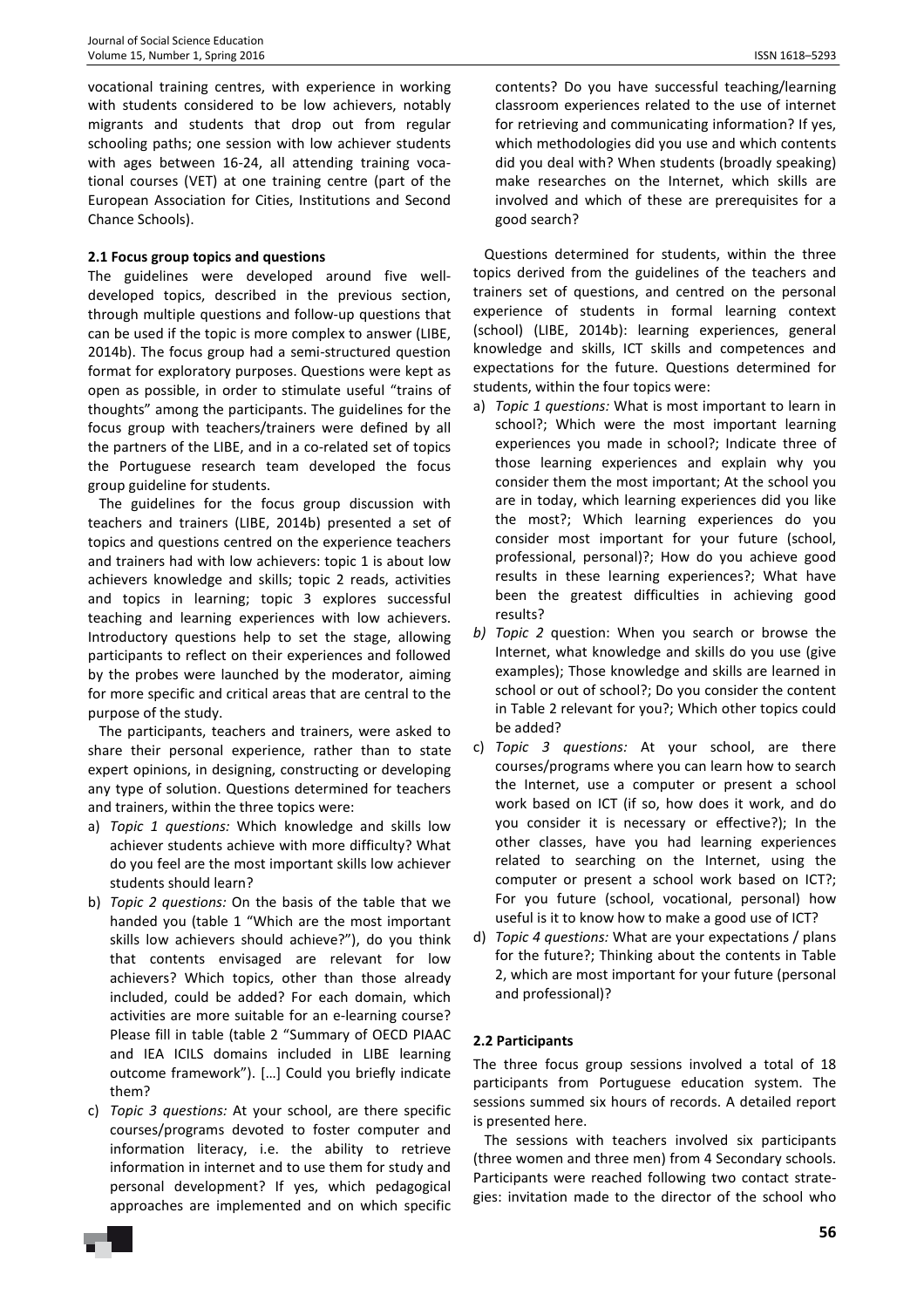vocational training centres, with experience in working with students considered to be low achievers, notably migrants and students that drop out from regular schooling paths; one session with low achiever students with ages between 16-24, all attending training vocational courses (VET) at one training centre (part of the European Association for Cities, Institutions and Second Chance Schools).

### 2.1 Focus group topics and questions

The guidelines were developed around five well-developed topics, described in the previous section, through multiple questions and follow-up questions that can be used if the topic is more complex to answer (LIBE, 2014b). The focus group had a semi-structured question format for exploratory purposes. Questions were kept as open as possible, in order to stimulate useful "trains of thoughts" among the participants. The guidelines for the focus group with teachers/trainers were defined by all the partners of the LIBE, and in a co-related set of topics the Portuguese research team developed the focus group guideline for students.

The guidelines for the focus group discussion with teachers and trainers (LIBE, 2014b) presented a set of topics and questions centred on the experience teachers and trainers had with low achievers: topic 1 is about low achievers knowledge and skills; topic 2 reads, activities and topics in learning; topic 3 explores successful teaching and learning experiences with low achievers. Introductory questions help to set the stage, allowing participants to reflect on their experiences and followed by the probes were launched by the moderator, aiming for more specific and critical areas that are central to the purpose of the study.

The participants, teachers and trainers, were asked to share their personal experience, rather than to state expert opinions, in designing, constructing or developing any type of solution. Questions determined for teachers and trainers, within the three topics were:

a) *Topic 1 questions:* Which knowledge and skills low achiever students achieve with more difficulty? What do you feel are the most important skills low achiever students should learn?
b) *Topic 2 questions:* On the basis of the table that we handed you (table 1 "Which are the most important skills low achievers should achieve?"), do you think that contents envisaged are relevant for low achievers? Which topics, other than those already included, could be added? For each domain, which activities are more suitable for an e-learning course? Please fill in table (table 2 "Summary of OECD PIAAC and IEA ICILS domains included in LIBE learning outcome framework"). […] Could you briefly indicate them?
c) *Topic 3 questions:* At your school, are there specific courses/programs devoted to foster computer and information literacy, i.e. the ability to retrieve information in internet and to use them for study and personal development? If yes, which pedagogical approaches are implemented and on which specific contents? Do you have successful teaching/learning classroom experiences related to the use of internet for retrieving and communicating information? If yes, which methodologies did you use and which contents did you deal with? When students (broadly speaking) make researches on the Internet, which skills are involved and which of these are prerequisites for a good search?

Questions determined for students, within the three topics derived from the guidelines of the teachers and trainers set of questions, and centred on the personal experience of students in formal learning context (school) (LIBE, 2014b): learning experiences, general knowledge and skills, ICT skills and competences and expectations for the future. Questions determined for students, within the four topics were:

a) *Topic 1 questions:* What is most important to learn in school?; Which were the most important learning experiences you made in school?; Indicate three of those learning experiences and explain why you consider them the most important; At the school you are in today, which learning experiences did you like the most?; Which learning experiences do you consider most important for your future (school, professional, personal)?; How do you achieve good results in these learning experiences?; What have been the greatest difficulties in achieving good results?
b) *Topic 2* question: When you search or browse the Internet, what knowledge and skills do you use (give examples); Those knowledge and skills are learned in school or out of school?; Do you consider the content in Table 2 relevant for you?; Which other topics could be added?
c) *Topic 3 questions:* At your school, are there courses/programs where you can learn how to search the Internet, use a computer or present a school work based on ICT (if so, how does it work, and do you consider it is necessary or effective?); In the other classes, have you had learning experiences related to searching on the Internet, using the computer or present a school work based on ICT?; For you future (school, vocational, personal) how useful is it to know how to make a good use of ICT?
d) *Topic 4 questions:* What are your expectations / plans for the future?; Thinking about the contents in Table 2, which are most important for your future (personal and professional)?

### 2.2 Participants

The three focus group sessions involved a total of 18 participants from Portuguese education system. The sessions summed six hours of records. A detailed report is presented here.

The sessions with teachers involved six participants (three women and three men) from 4 Secondary schools. Participants were reached following two contact strategies: invitation made to the director of the school who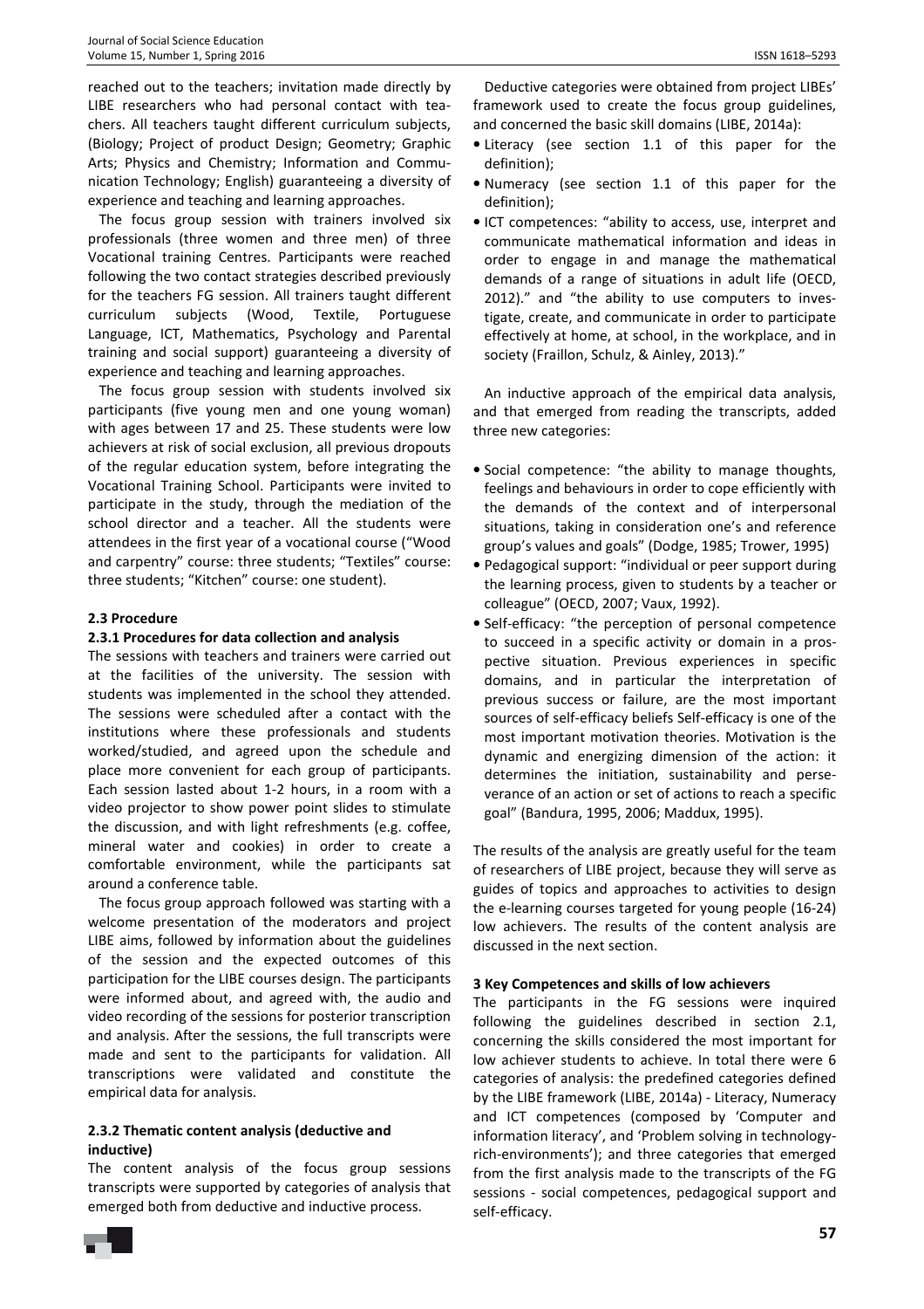reached out to the teachers; invitation made directly by LIBE researchers who had personal contact with teachers. All teachers taught different curriculum subjects, (Biology; Project of product Design; Geometry; Graphic Arts; Physics and Chemistry; Information and Communication Technology; English) guaranteeing a diversity of experience and teaching and learning approaches.

The focus group session with trainers involved six professionals (three women and three men) of three Vocational training Centres. Participants were reached following the two contact strategies described previously for the teachers FG session. All trainers taught different curriculum subjects (Wood, Textile, Portuguese Language, ICT, Mathematics, Psychology and Parental training and social support) guaranteeing a diversity of experience and teaching and learning approaches.

The focus group session with students involved six participants (five young men and one young woman) with ages between 17 and 25. These students were low achievers at risk of social exclusion, all previous dropouts of the regular education system, before integrating the Vocational Training School. Participants were invited to participate in the study, through the mediation of the school director and a teacher. All the students were attendees in the first year of a vocational course ("Wood and carpentry" course: three students; "Textiles" course: three students; "Kitchen" course: one student).

### 2.3 Procedure

#### 2.3.1 Procedures for data collection and analysis

The sessions with teachers and trainers were carried out at the facilities of the university. The session with students was implemented in the school they attended. The sessions were scheduled after a contact with the institutions where these professionals and students worked/studied, and agreed upon the schedule and place more convenient for each group of participants. Each session lasted about 1-2 hours, in a room with a video projector to show power point slides to stimulate the discussion, and with light refreshments (e.g. coffee, mineral water and cookies) in order to create a comfortable environment, while the participants sat around a conference table.

The focus group approach followed was starting with a welcome presentation of the moderators and project LIBE aims, followed by information about the guidelines of the session and the expected outcomes of this participation for the LIBE courses design. The participants were informed about, and agreed with, the audio and video recording of the sessions for posterior transcription and analysis. After the sessions, the full transcripts were made and sent to the participants for validation. All transcriptions were validated and constitute the empirical data for analysis.

#### 2.3.2 Thematic content analysis (deductive and inductive)

The content analysis of the focus group sessions transcripts were supported by categories of analysis that emerged both from deductive and inductive process.

Deductive categories were obtained from project LIBEs' framework used to create the focus group guidelines, and concerned the basic skill domains (LIBE, 2014a):

- Literacy (see section 1.1 of this paper for the definition);
- Numeracy (see section 1.1 of this paper for the definition);
- ICT competences: "ability to access, use, interpret and communicate mathematical information and ideas in order to engage in and manage the mathematical demands of a range of situations in adult life (OECD, 2012)." and "the ability to use computers to investigate, create, and communicate in order to participate effectively at home, at school, in the workplace, and in society (Fraillon, Schulz, & Ainley, 2013)."

An inductive approach of the empirical data analysis, and that emerged from reading the transcripts, added three new categories:

- Social competence: "the ability to manage thoughts, feelings and behaviours in order to cope efficiently with the demands of the context and of interpersonal situations, taking in consideration one's and reference group's values and goals" (Dodge, 1985; Trower, 1995)
- Pedagogical support: "individual or peer support during the learning process, given to students by a teacher or colleague" (OECD, 2007; Vaux, 1992).
- Self-efficacy: "the perception of personal competence to succeed in a specific activity or domain in a prospective situation. Previous experiences in specific domains, and in particular the interpretation of previous success or failure, are the most important sources of self-efficacy beliefs Self-efficacy is one of the most important motivation theories. Motivation is the dynamic and energizing dimension of the action: it determines the initiation, sustainability and perseverance of an action or set of actions to reach a specific goal" (Bandura, 1995, 2006; Maddux, 1995).

The results of the analysis are greatly useful for the team of researchers of LIBE project, because they will serve as guides of topics and approaches to activities to design the e-learning courses targeted for young people (16-24) low achievers. The results of the content analysis are discussed in the next section.

## 3 Key Competences and skills of low achievers

The participants in the FG sessions were inquired following the guidelines described in section 2.1, concerning the skills considered the most important for low achiever students to achieve. In total there were 6 categories of analysis: the predefined categories defined by the LIBE framework (LIBE, 2014a) - Literacy, Numeracy and ICT competences (composed by 'Computer and information literacy', and 'Problem solving in technology-rich-environments'); and three categories that emerged from the first analysis made to the transcripts of the FG sessions - social competences, pedagogical support and self-efficacy.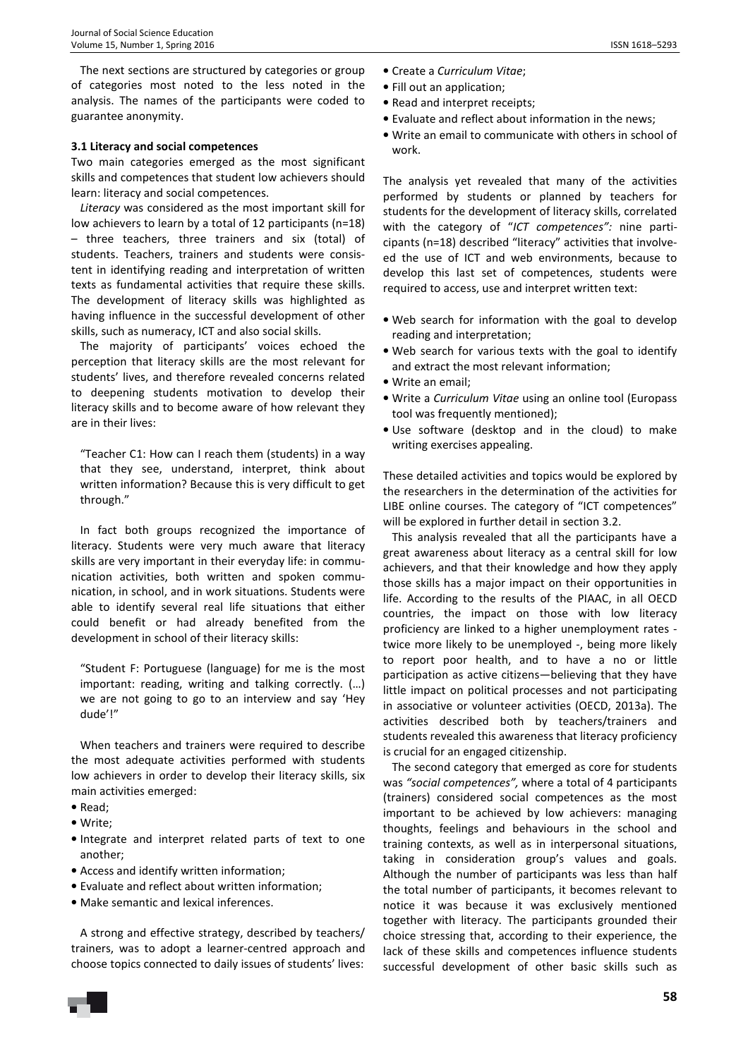The next sections are structured by categories or group of categories most noted to the less noted in the analysis. The names of the participants were coded to guarantee anonymity.

### 3.1 Literacy and social competences

Two main categories emerged as the most significant skills and competences that student low achievers should learn: literacy and social competences.

*Literacy* was considered as the most important skill for low achievers to learn by a total of 12 participants (n=18) – three teachers, three trainers and six (total) of students. Teachers, trainers and students were consistent in identifying reading and interpretation of written texts as fundamental activities that require these skills. The development of literacy skills was highlighted as having influence in the successful development of other skills, such as numeracy, ICT and also social skills.

The majority of participants' voices echoed the perception that literacy skills are the most relevant for students' lives, and therefore revealed concerns related to deepening students motivation to develop their literacy skills and to become aware of how relevant they are in their lives:

> "Teacher C1: How can I reach them (students) in a way that they see, understand, interpret, think about written information? Because this is very difficult to get through."

In fact both groups recognized the importance of literacy. Students were very much aware that literacy skills are very important in their everyday life: in communication activities, both written and spoken communication, in school, and in work situations. Students were able to identify several real life situations that either could benefit or had already benefited from the development in school of their literacy skills:

> "Student F: Portuguese (language) for me is the most important: reading, writing and talking correctly. (…) we are not going to go to an interview and say 'Hey dude'!"

When teachers and trainers were required to describe the most adequate activities performed with students low achievers in order to develop their literacy skills, six main activities emerged:

- Read;
- Write;
- Integrate and interpret related parts of text to one another;
- Access and identify written information;
- Evaluate and reflect about written information;
- Make semantic and lexical inferences.

A strong and effective strategy, described by teachers/trainers, was to adopt a learner-centred approach and choose topics connected to daily issues of students' lives:

- Create a *Curriculum Vitae*;
- Fill out an application;
- Read and interpret receipts;
- Evaluate and reflect about information in the news;
- Write an email to communicate with others in school of work.

The analysis yet revealed that many of the activities performed by students or planned by teachers for students for the development of literacy skills, correlated with the category of "*ICT competences":* nine participants (n=18) described "literacy" activities that involved the use of ICT and web environments, because to develop this last set of competences, students were required to access, use and interpret written text:

- Web search for information with the goal to develop reading and interpretation;
- Web search for various texts with the goal to identify and extract the most relevant information;
- Write an email;
- Write a *Curriculum Vitae* using an online tool (Europass tool was frequently mentioned);
- Use software (desktop and in the cloud) to make writing exercises appealing.

These detailed activities and topics would be explored by the researchers in the determination of the activities for LIBE online courses. The category of "ICT competences" will be explored in further detail in section 3.2.

This analysis revealed that all the participants have a great awareness about literacy as a central skill for low achievers, and that their knowledge and how they apply those skills has a major impact on their opportunities in life. According to the results of the PIAAC, in all OECD countries, the impact on those with low literacy proficiency are linked to a higher unemployment rates - twice more likely to be unemployed -, being more likely to report poor health, and to have a no or little participation as active citizens—believing that they have little impact on political processes and not participating in associative or volunteer activities (OECD, 2013a). The activities described both by teachers/trainers and students revealed this awareness that literacy proficiency is crucial for an engaged citizenship.

The second category that emerged as core for students was *"social competences",* where a total of 4 participants (trainers) considered social competences as the most important to be achieved by low achievers: managing thoughts, feelings and behaviours in the school and training contexts, as well as in interpersonal situations, taking in consideration group's values and goals. Although the number of participants was less than half the total number of participants, it becomes relevant to notice it was because it was exclusively mentioned together with literacy. The participants grounded their choice stressing that, according to their experience, the lack of these skills and competences influence students successful development of other basic skills such as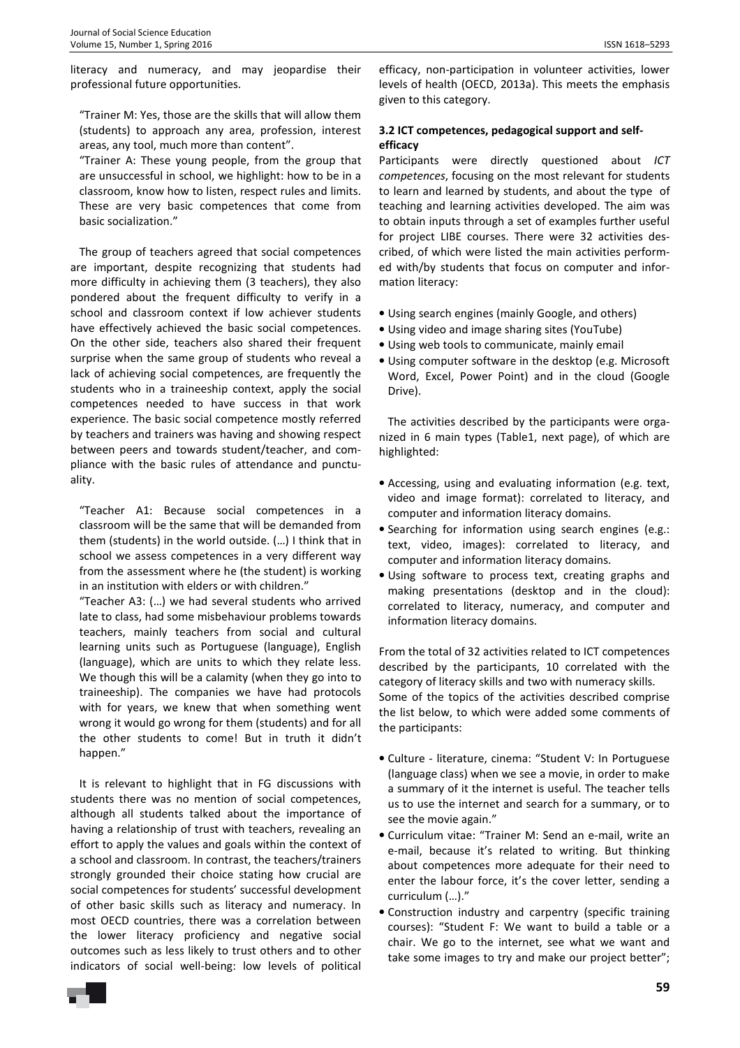literacy and numeracy, and may jeopardise their professional future opportunities.

"Trainer M: Yes, those are the skills that will allow them (students) to approach any area, profession, interest areas, any tool, much more than content".

"Trainer A: These young people, from the group that are unsuccessful in school, we highlight: how to be in a classroom, know how to listen, respect rules and limits. These are very basic competences that come from basic socialization."

The group of teachers agreed that social competences are important, despite recognizing that students had more difficulty in achieving them (3 teachers), they also pondered about the frequent difficulty to verify in a school and classroom context if low achiever students have effectively achieved the basic social competences. On the other side, teachers also shared their frequent surprise when the same group of students who reveal a lack of achieving social competences, are frequently the students who in a traineeship context, apply the social competences needed to have success in that work experience. The basic social competence mostly referred by teachers and trainers was having and showing respect between peers and towards student/teacher, and compliance with the basic rules of attendance and punctuality.

"Teacher A1: Because social competences in a classroom will be the same that will be demanded from them (students) in the world outside. (…) I think that in school we assess competences in a very different way from the assessment where he (the student) is working in an institution with elders or with children."

"Teacher A3: (…) we had several students who arrived late to class, had some misbehaviour problems towards teachers, mainly teachers from social and cultural learning units such as Portuguese (language), English (language), which are units to which they relate less. We though this will be a calamity (when they go into to traineeship). The companies we have had protocols with for years, we knew that when something went wrong it would go wrong for them (students) and for all the other students to come! But in truth it didn't happen."

It is relevant to highlight that in FG discussions with students there was no mention of social competences, although all students talked about the importance of having a relationship of trust with teachers, revealing an effort to apply the values and goals within the context of a school and classroom. In contrast, the teachers/trainers strongly grounded their choice stating how crucial are social competences for students' successful development of other basic skills such as literacy and numeracy. In most OECD countries, there was a correlation between the lower literacy proficiency and negative social outcomes such as less likely to trust others and to other indicators of social well-being: low levels of political efficacy, non-participation in volunteer activities, lower levels of health (OECD, 2013a). This meets the emphasis given to this category.

### 3.2 ICT competences, pedagogical support and self-efficacy

Participants were directly questioned about *ICT competences*, focusing on the most relevant for students to learn and learned by students, and about the type of teaching and learning activities developed. The aim was to obtain inputs through a set of examples further useful for project LIBE courses. There were 32 activities described, of which were listed the main activities performed with/by students that focus on computer and information literacy:

- Using search engines (mainly Google, and others)
- Using video and image sharing sites (YouTube)
- Using web tools to communicate, mainly email
- Using computer software in the desktop (e.g. Microsoft Word, Excel, Power Point) and in the cloud (Google Drive).

The activities described by the participants were organized in 6 main types (Table1, next page), of which are highlighted:

- Accessing, using and evaluating information (e.g. text, video and image format): correlated to literacy, and computer and information literacy domains.
- Searching for information using search engines (e.g.: text, video, images): correlated to literacy, and computer and information literacy domains.
- Using software to process text, creating graphs and making presentations (desktop and in the cloud): correlated to literacy, numeracy, and computer and information literacy domains.

From the total of 32 activities related to ICT competences described by the participants, 10 correlated with the category of literacy skills and two with numeracy skills.
Some of the topics of the activities described comprise the list below, to which were added some comments of the participants:

- Culture - literature, cinema: "Student V: In Portuguese (language class) when we see a movie, in order to make a summary of it the internet is useful. The teacher tells us to use the internet and search for a summary, or to see the movie again."
- Curriculum vitae: "Trainer M: Send an e-mail, write an e-mail, because it's related to writing. But thinking about competences more adequate for their need to enter the labour force, it's the cover letter, sending a curriculum (…)."
- Construction industry and carpentry (specific training courses): "Student F: We want to build a table or a chair. We go to the internet, see what we want and take some images to try and make our project better";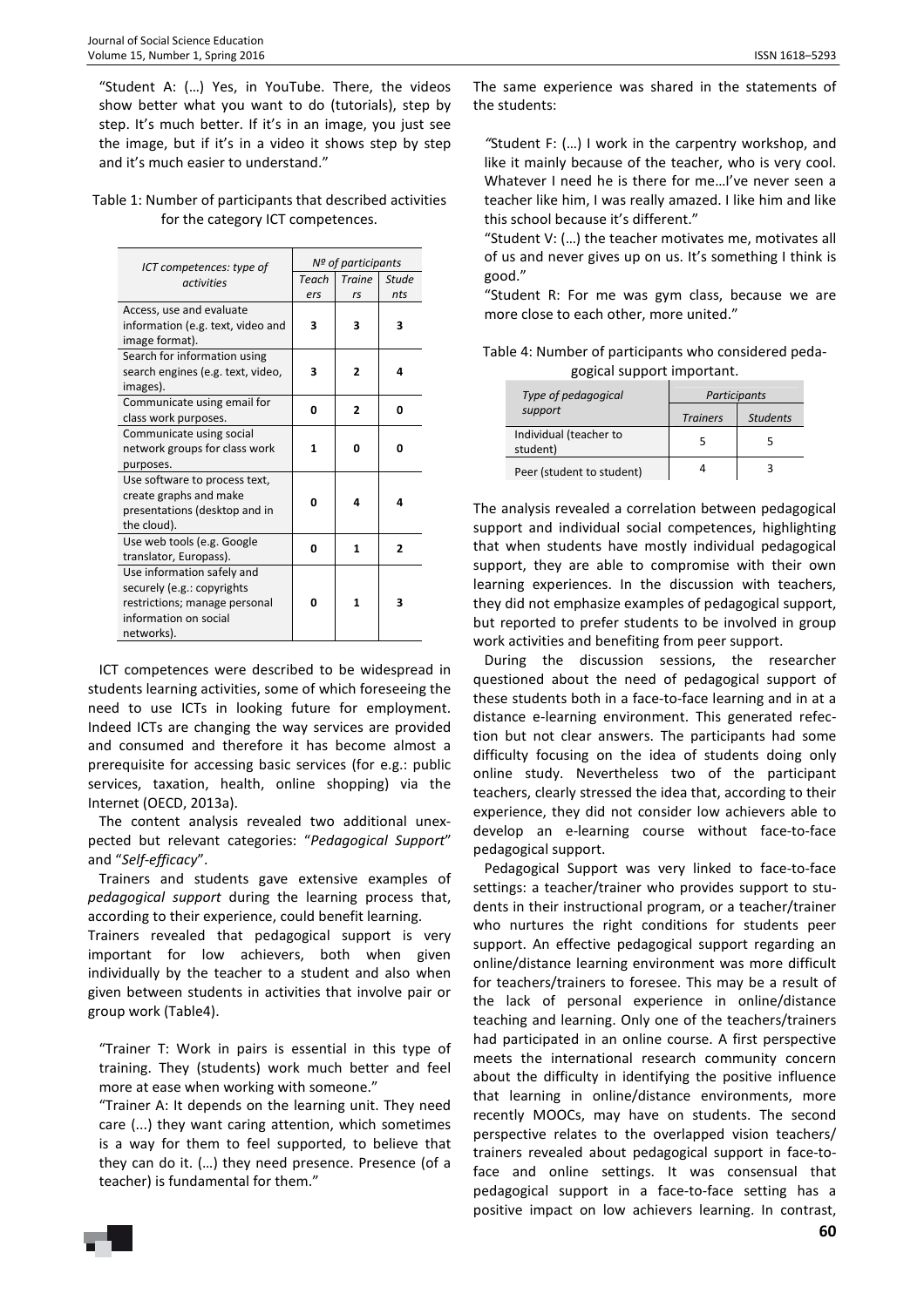"Student A: (…) Yes, in YouTube. There, the videos show better what you want to do (tutorials), step by step. It's much better. If it's in an image, you just see the image, but if it's in a video it shows step by step and it's much easier to understand."

Table 1: Number of participants that described activities for the category ICT competences.

| ICT competences: type of activities | Nº of participants | | |
|---|---|---|---|
| | Teachers | Trainers | Students |
| Access, use and evaluate information (e.g. text, video and image format). | **3** | **3** | **3** |
| Search for information using search engines (e.g. text, video, images). | **3** | **2** | **4** |
| Communicate using email for class work purposes. | **0** | **2** | **0** |
| Communicate using social network groups for class work purposes. | **1** | **0** | **0** |
| Use software to process text, create graphs and make presentations (desktop and in the cloud). | **0** | **4** | **4** |
| Use web tools (e.g. Google translator, Europass). | **0** | **1** | **2** |
| Use information safely and securely (e.g.: copyrights restrictions; manage personal information on social networks). | **0** | **1** | **3** |

ICT competences were described to be widespread in students learning activities, some of which foreseeing the need to use ICTs in looking future for employment. Indeed ICTs are changing the way services are provided and consumed and therefore it has become almost a prerequisite for accessing basic services (for e.g.: public services, taxation, health, online shopping) via the Internet (OECD, 2013a).

The content analysis revealed two additional unexpected but relevant categories: "*Pedagogical Support*" and "*Self-efficacy*".

Trainers and students gave extensive examples of *pedagogical support* during the learning process that, according to their experience, could benefit learning.

Trainers revealed that pedagogical support is very important for low achievers, both when given individually by the teacher to a student and also when given between students in activities that involve pair or group work (Table4).

"Trainer T: Work in pairs is essential in this type of training. They (students) work much better and feel more at ease when working with someone."

"Trainer A: It depends on the learning unit. They need care (...) they want caring attention, which sometimes is a way for them to feel supported, to believe that they can do it. (…) they need presence. Presence (of a teacher) is fundamental for them."

The same experience was shared in the statements of the students:

"Student F: (…) I work in the carpentry workshop, and like it mainly because of the teacher, who is very cool. Whatever I need he is there for me…I've never seen a teacher like him, I was really amazed. I like him and like this school because it's different."

"Student V: (…) the teacher motivates me, motivates all of us and never gives up on us. It's something I think is good."

"Student R: For me was gym class, because we are more close to each other, more united."

Table 4: Number of participants who considered pedagogical support important.

| Type of pedagogical support | Participants | |
|---|---|---|
| | Trainers | Students |
| Individual (teacher to student) | 5 | 5 |
| Peer (student to student) | 4 | 3 |

The analysis revealed a correlation between pedagogical support and individual social competences, highlighting that when students have mostly individual pedagogical support, they are able to compromise with their own learning experiences. In the discussion with teachers, they did not emphasize examples of pedagogical support, but reported to prefer students to be involved in group work activities and benefiting from peer support.

During the discussion sessions, the researcher questioned about the need of pedagogical support of these students both in a face-to-face learning and in at a distance e-learning environment. This generated refection but not clear answers. The participants had some difficulty focusing on the idea of students doing only online study. Nevertheless two of the participant teachers, clearly stressed the idea that, according to their experience, they did not consider low achievers able to develop an e-learning course without face-to-face pedagogical support.

Pedagogical Support was very linked to face-to-face settings: a teacher/trainer who provides support to students in their instructional program, or a teacher/trainer who nurtures the right conditions for students peer support. An effective pedagogical support regarding an online/distance learning environment was more difficult for teachers/trainers to foresee. This may be a result of the lack of personal experience in online/distance teaching and learning. Only one of the teachers/trainers had participated in an online course. A first perspective meets the international research community concern about the difficulty in identifying the positive influence that learning in online/distance environments, more recently MOOCs, may have on students. The second perspective relates to the overlapped vision teachers/ trainers revealed about pedagogical support in face-to-face and online settings. It was consensual that pedagogical support in a face-to-face setting has a positive impact on low achievers learning. In contrast,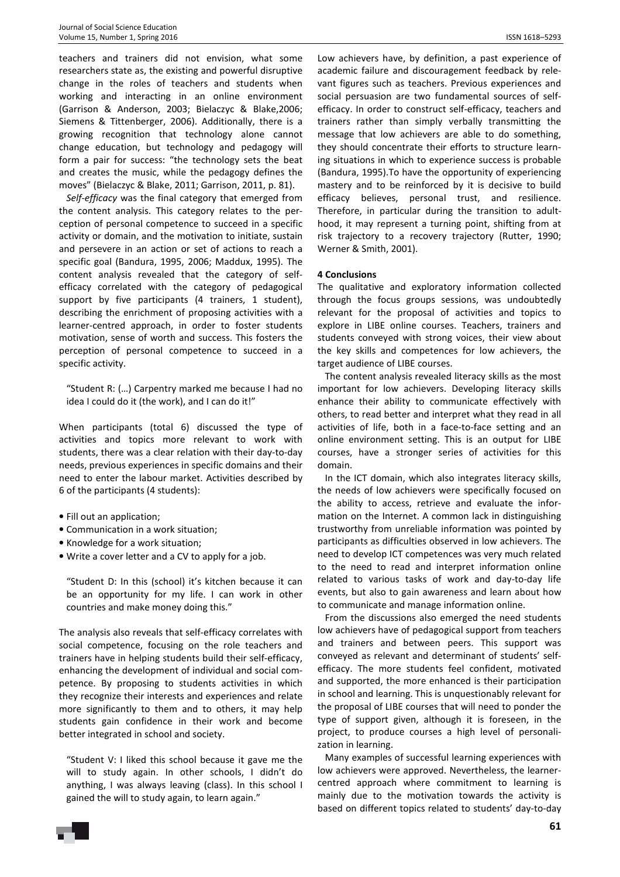teachers and trainers did not envision, what some researchers state as, the existing and powerful disruptive change in the roles of teachers and students when working and interacting in an online environment (Garrison & Anderson, 2003; Bielaczyc & Blake,2006; Siemens & Tittenberger, 2006). Additionally, there is a growing recognition that technology alone cannot change education, but technology and pedagogy will form a pair for success: "the technology sets the beat and creates the music, while the pedagogy defines the moves" (Bielaczyc & Blake, 2011; Garrison, 2011, p. 81).

*Self-efficacy* was the final category that emerged from the content analysis. This category relates to the perception of personal competence to succeed in a specific activity or domain, and the motivation to initiate, sustain and persevere in an action or set of actions to reach a specific goal (Bandura, 1995, 2006; Maddux, 1995). The content analysis revealed that the category of self-efficacy correlated with the category of pedagogical support by five participants (4 trainers, 1 student), describing the enrichment of proposing activities with a learner-centred approach, in order to foster students motivation, sense of worth and success. This fosters the perception of personal competence to succeed in a specific activity.

> "Student R: (…) Carpentry marked me because I had no idea I could do it (the work), and I can do it!"

When participants (total 6) discussed the type of activities and topics more relevant to work with students, there was a clear relation with their day-to-day needs, previous experiences in specific domains and their need to enter the labour market. Activities described by 6 of the participants (4 students):

- Fill out an application;
- Communication in a work situation;
- Knowledge for a work situation;
- Write a cover letter and a CV to apply for a job.

> "Student D: In this (school) it's kitchen because it can be an opportunity for my life. I can work in other countries and make money doing this."

The analysis also reveals that self-efficacy correlates with social competence, focusing on the role teachers and trainers have in helping students build their self-efficacy, enhancing the development of individual and social competence. By proposing to students activities in which they recognize their interests and experiences and relate more significantly to them and to others, it may help students gain confidence in their work and become better integrated in school and society.

> "Student V: I liked this school because it gave me the will to study again. In other schools, I didn't do anything, I was always leaving (class). In this school I gained the will to study again, to learn again."

Low achievers have, by definition, a past experience of academic failure and discouragement feedback by relevant figures such as teachers. Previous experiences and social persuasion are two fundamental sources of self-efficacy. In order to construct self-efficacy, teachers and trainers rather than simply verbally transmitting the message that low achievers are able to do something, they should concentrate their efforts to structure learning situations in which to experience success is probable (Bandura, 1995).To have the opportunity of experiencing mastery and to be reinforced by it is decisive to build efficacy believes, personal trust, and resilience. Therefore, in particular during the transition to adulthood, it may represent a turning point, shifting from at risk trajectory to a recovery trajectory (Rutter, 1990; Werner & Smith, 2001).

## 4 Conclusions

The qualitative and exploratory information collected through the focus groups sessions, was undoubtedly relevant for the proposal of activities and topics to explore in LIBE online courses. Teachers, trainers and students conveyed with strong voices, their view about the key skills and competences for low achievers, the target audience of LIBE courses.

The content analysis revealed literacy skills as the most important for low achievers. Developing literacy skills enhance their ability to communicate effectively with others, to read better and interpret what they read in all activities of life, both in a face-to-face setting and an online environment setting. This is an output for LIBE courses, have a stronger series of activities for this domain.

In the ICT domain, which also integrates literacy skills, the needs of low achievers were specifically focused on the ability to access, retrieve and evaluate the information on the Internet. A common lack in distinguishing trustworthy from unreliable information was pointed by participants as difficulties observed in low achievers. The need to develop ICT competences was very much related to the need to read and interpret information online related to various tasks of work and day-to-day life events, but also to gain awareness and learn about how to communicate and manage information online.

From the discussions also emerged the need students low achievers have of pedagogical support from teachers and trainers and between peers. This support was conveyed as relevant and determinant of students' self-efficacy. The more students feel confident, motivated and supported, the more enhanced is their participation in school and learning. This is unquestionably relevant for the proposal of LIBE courses that will need to ponder the type of support given, although it is foreseen, in the project, to produce courses a high level of personalization in learning.

Many examples of successful learning experiences with low achievers were approved. Nevertheless, the learner-centred approach where commitment to learning is mainly due to the motivation towards the activity is based on different topics related to students' day-to-day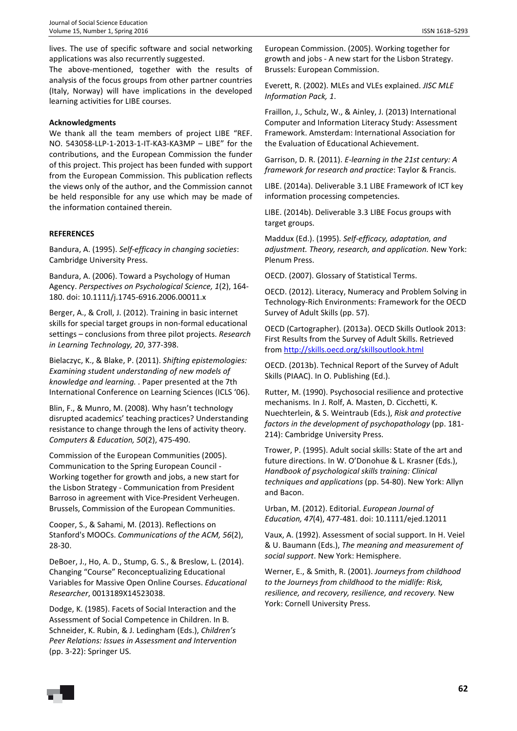lives. The use of specific software and social networking applications was also recurrently suggested.

The above-mentioned, together with the results of analysis of the focus groups from other partner countries (Italy, Norway) will have implications in the developed learning activities for LIBE courses.

**Acknowledgments**

We thank all the team members of project LIBE "REF. NO. 543058-LLP-1-2013-1-IT-KA3-KA3MP – LIBE" for the contributions, and the European Commission the funder of this project. This project has been funded with support from the European Commission. This publication reflects the views only of the author, and the Commission cannot be held responsible for any use which may be made of the information contained therein.

**REFERENCES**

Bandura, A. (1995). *Self-efficacy in changing societies*: Cambridge University Press.

Bandura, A. (2006). Toward a Psychology of Human Agency. *Perspectives on Psychological Science, 1*(2), 164-180. doi: 10.1111/j.1745-6916.2006.00011.x

Berger, A., & Croll, J. (2012). Training in basic internet skills for special target groups in non-formal educational settings – conclusions from three pilot projects. *Research in Learning Technology, 20*, 377-398.

Bielaczyc, K., & Blake, P. (2011). *Shifting epistemologies: Examining student understanding of new models of knowledge and learning.* . Paper presented at the 7th International Conference on Learning Sciences (ICLS '06).

Blin, F., & Munro, M. (2008). Why hasn't technology disrupted academics' teaching practices? Understanding resistance to change through the lens of activity theory. *Computers & Education, 50*(2), 475-490.

Commission of the European Communities (2005). Communication to the Spring European Council - Working together for growth and jobs, a new start for the Lisbon Strategy - Communication from President Barroso in agreement with Vice-President Verheugen. Brussels, Commission of the European Communities.

Cooper, S., & Sahami, M. (2013). Reflections on Stanford's MOOCs. *Communications of the ACM, 56*(2), 28-30.

DeBoer, J., Ho, A. D., Stump, G. S., & Breslow, L. (2014). Changing "Course" Reconceptualizing Educational Variables for Massive Open Online Courses. *Educational Researcher*, 0013189X14523038.

Dodge, K. (1985). Facets of Social Interaction and the Assessment of Social Competence in Children. In B. Schneider, K. Rubin, & J. Ledingham (Eds.), *Children's Peer Relations: Issues in Assessment and Intervention* (pp. 3-22): Springer US.

European Commission. (2005). Working together for growth and jobs - A new start for the Lisbon Strategy. Brussels: European Commission.

Everett, R. (2002). MLEs and VLEs explained. *JISC MLE Information Pack, 1*.

Fraillon, J., Schulz, W., & Ainley, J. (2013) International Computer and Information Literacy Study: Assessment Framework. Amsterdam: International Association for the Evaluation of Educational Achievement.

Garrison, D. R. (2011). *E-learning in the 21st century: A framework for research and practice*: Taylor & Francis.

LIBE. (2014a). Deliverable 3.1 LIBE Framework of ICT key information processing competencies.

LIBE. (2014b). Deliverable 3.3 LIBE Focus groups with target groups.

Maddux (Ed.). (1995). *Self-efficacy, adaptation, and adjustment. Theory, research, and application.* New York: Plenum Press.

OECD. (2007). Glossary of Statistical Terms.

OECD. (2012). Literacy, Numeracy and Problem Solving in Technology-Rich Environments: Framework for the OECD Survey of Adult Skills (pp. 57).

OECD (Cartographer). (2013a). OECD Skills Outlook 2013: First Results from the Survey of Adult Skills. Retrieved from http://skills.oecd.org/skillsoutlook.html

OECD. (2013b). Technical Report of the Survey of Adult Skills (PIAAC). In O. Publishing (Ed.).

Rutter, M. (1990). Psychosocial resilience and protective mechanisms. In J. Rolf, A. Masten, D. Cicchetti, K. Nuechterlein, & S. Weintraub (Eds.), *Risk and protective factors in the development of psychopathology* (pp. 181-214): Cambridge University Press.

Trower, P. (1995). Adult social skills: State of the art and future directions. In W. O'Donohue & L. Krasner (Eds.), *Handbook of psychological skills training: Clinical techniques and applications* (pp. 54-80). New York: Allyn and Bacon.

Urban, M. (2012). Editorial. *European Journal of Education, 47*(4), 477-481. doi: 10.1111/ejed.12011

Vaux, A. (1992). Assessment of social support. In H. Veiel & U. Baumann (Eds.), *The meaning and measurement of social support*. New York: Hemisphere.

Werner, E., & Smith, R. (2001). *Journeys from childhood to the Journeys from childhood to the midlife: Risk, resilience, and recovery, resilience, and recovery.* New York: Cornell University Press.